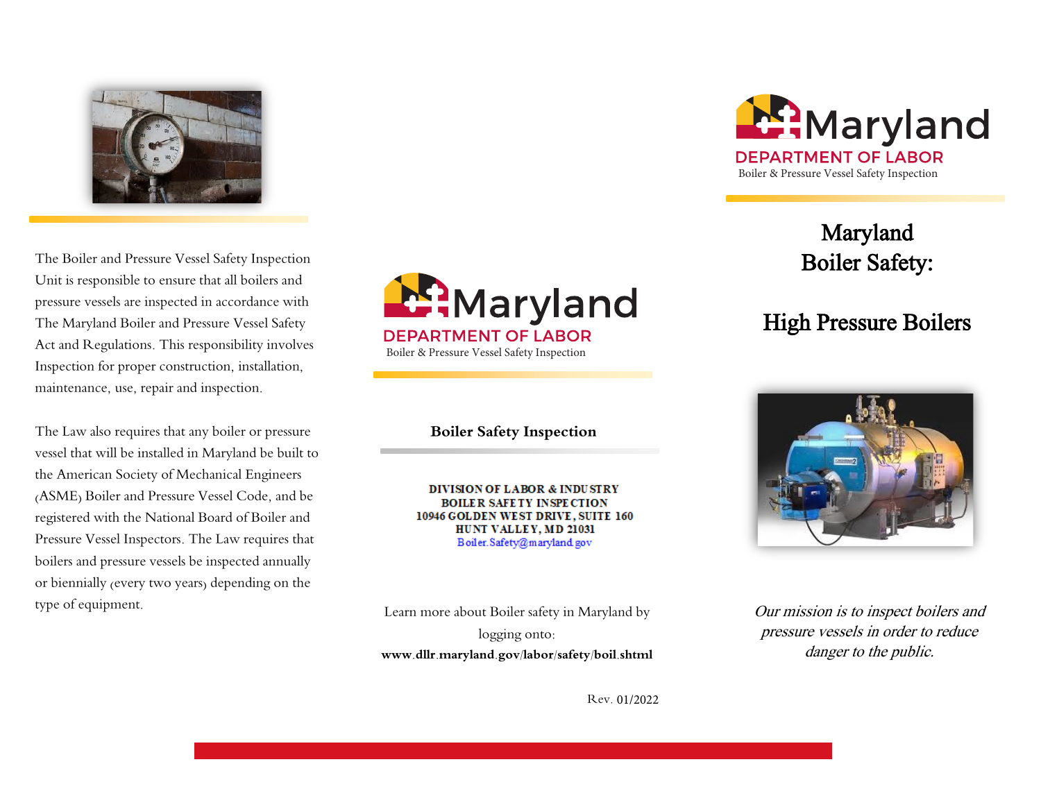The Boiler and Pressure Vessel Safety Inspection Unit is responsible to ensure that all boilers and pressure vessels are inspected in accordance with The Maryland Boiler and Pressure Vessel Safety Act and Regulations. This responsibility involves Inspection for proper construction, installation, maintenance, use, repair and inspection.

The Law also requires that any boiler or pressure vessel that will be installed in Maryland be built to the American Society of Mechanical Engineers (ASME) Boiler and Pressure Vessel Code, and be registered with the National Board of Boiler and Pressure Vessel Inspectors. The Law requires that boilers and pressure vessels be inspected annually or biennially (every two years) depending on the type of equipment.

Maryland
DEPARTMENT OF LABOR
Boiler & Pressure Vessel Safety Inspection

**Boiler Safety Inspection**

**DIVISION OF LABOR & INDUSTRY**
**BOILER SAFETY INSPECTION**
**10946 GOLDEN WEST DRIVE, SUITE 160**
**HUNT VALLEY, MD 21031**
Boiler.Safety@maryland.gov

Learn more about Boiler safety in Maryland by logging onto:
**www.dllr.maryland.gov/labor/safety/boil.shtml**

Rev. 01/2022

Maryland
DEPARTMENT OF LABOR
Boiler & Pressure Vessel Safety Inspection

# Maryland Boiler Safety:

# High Pressure Boilers

*Our mission is to inspect boilers and pressure vessels in order to reduce danger to the public.*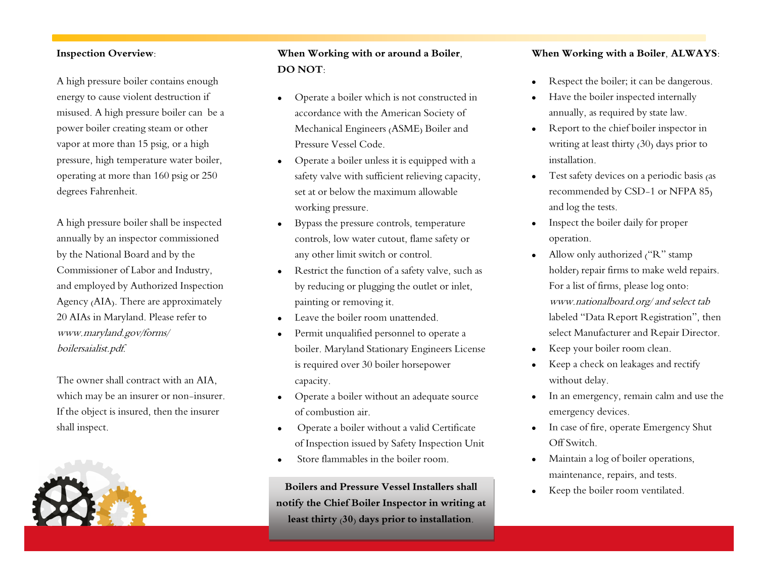**Inspection Overview**:

A high pressure boiler contains enough energy to cause violent destruction if misused. A high pressure boiler can be a power boiler creating steam or other vapor at more than 15 psig, or a high pressure, high temperature water boiler, operating at more than 160 psig or 250 degrees Fahrenheit.

A high pressure boiler shall be inspected annually by an inspector commissioned by the National Board and by the Commissioner of Labor and Industry, and employed by Authorized Inspection Agency (AIA). There are approximately 20 AIAs in Maryland. Please refer to *www.maryland.gov/forms/boilersaialist.pdf.*

The owner shall contract with an AIA, which may be an insurer or non-insurer. If the object is insured, then the insurer shall inspect.

**When Working with or around a Boiler, DO NOT**:

- Operate a boiler which is not constructed in accordance with the American Society of Mechanical Engineers (ASME) Boiler and Pressure Vessel Code.
- Operate a boiler unless it is equipped with a safety valve with sufficient relieving capacity, set at or below the maximum allowable working pressure.
- Bypass the pressure controls, temperature controls, low water cutout, flame safety or any other limit switch or control.
- Restrict the function of a safety valve, such as by reducing or plugging the outlet or inlet, painting or removing it.
- Leave the boiler room unattended.
- Permit unqualified personnel to operate a boiler. Maryland Stationary Engineers License is required over 30 boiler horsepower capacity.
- Operate a boiler without an adequate source of combustion air.
- Operate a boiler without a valid Certificate of Inspection issued by Safety Inspection Unit
- Store flammables in the boiler room.

**Boilers and Pressure Vessel Installers shall notify the Chief Boiler Inspector in writing at least thirty (30) days prior to installation**.

**When Working with a Boiler, ALWAYS**:

- Respect the boiler; it can be dangerous.
- Have the boiler inspected internally annually, as required by state law.
- Report to the chief boiler inspector in writing at least thirty (30) days prior to installation.
- Test safety devices on a periodic basis (as recommended by CSD-1 or NFPA 85) and log the tests.
- Inspect the boiler daily for proper operation.
- Allow only authorized ("R" stamp holder) repair firms to make weld repairs. For a list of firms, please log onto: *www.nationalboard.org/ and select tab* labeled "Data Report Registration", then select Manufacturer and Repair Director.
- Keep your boiler room clean.
- Keep a check on leakages and rectify without delay.
- In an emergency, remain calm and use the emergency devices.
- In case of fire, operate Emergency Shut Off Switch.
- Maintain a log of boiler operations, maintenance, repairs, and tests.
- Keep the boiler room ventilated.